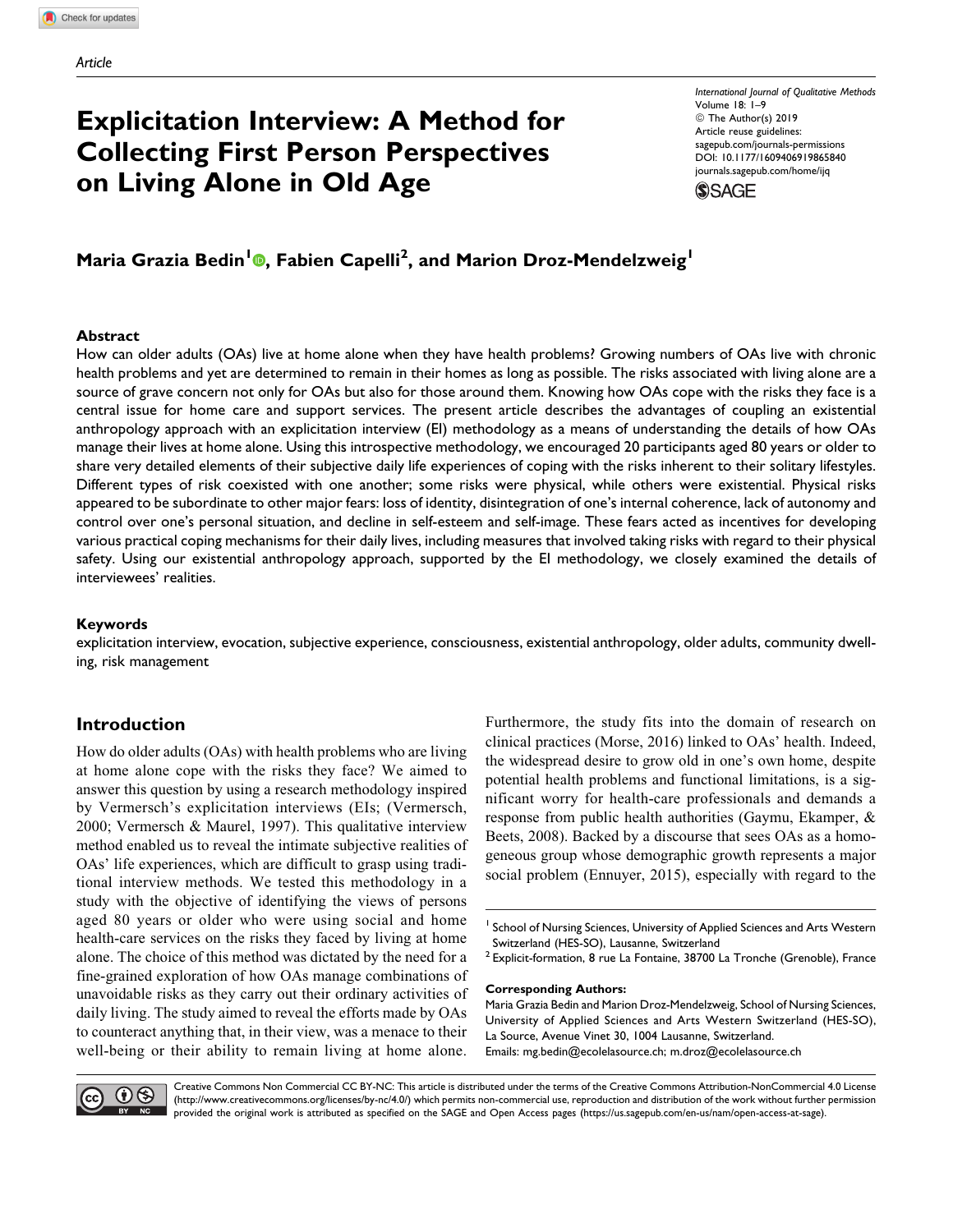Article

# Explicitation Interview: A Method for Collecting First Person Perspectives on Living Alone in Old Age

International Journal of Qualitative Methods
Volume 18: 1–9
© The Author(s) 2019
Article reuse guidelines:
sagepub.com/journals-permissions
DOI: 10.1177/1609406919865840
journals.sagepub.com/home/ijq

**Maria Grazia Bedin[1], Fabien Capelli[2], and Marion Droz-Mendelzweig[1]**

## Abstract

How can older adults (OAs) live at home alone when they have health problems? Growing numbers of OAs live with chronic health problems and yet are determined to remain in their homes as long as possible. The risks associated with living alone are a source of grave concern not only for OAs but also for those around them. Knowing how OAs cope with the risks they face is a central issue for home care and support services. The present article describes the advantages of coupling an existential anthropology approach with an explicitation interview (EI) methodology as a means of understanding the details of how OAs manage their lives at home alone. Using this introspective methodology, we encouraged 20 participants aged 80 years or older to share very detailed elements of their subjective daily life experiences of coping with the risks inherent to their solitary lifestyles. Different types of risk coexisted with one another; some risks were physical, while others were existential. Physical risks appeared to be subordinate to other major fears: loss of identity, disintegration of one's internal coherence, lack of autonomy and control over one's personal situation, and decline in self-esteem and self-image. These fears acted as incentives for developing various practical coping mechanisms for their daily lives, including measures that involved taking risks with regard to their physical safety. Using our existential anthropology approach, supported by the EI methodology, we closely examined the details of interviewees' realities.

## Keywords

explicitation interview, evocation, subjective experience, consciousness, existential anthropology, older adults, community dwelling, risk management

## Introduction

How do older adults (OAs) with health problems who are living at home alone cope with the risks they face? We aimed to answer this question by using a research methodology inspired by Vermersch's explicitation interviews (EIs; (Vermersch, 2000; Vermersch & Maurel, 1997). This qualitative interview method enabled us to reveal the intimate subjective realities of OAs' life experiences, which are difficult to grasp using traditional interview methods. We tested this methodology in a study with the objective of identifying the views of persons aged 80 years or older who were using social and home health-care services on the risks they faced by living at home alone. The choice of this method was dictated by the need for a fine-grained exploration of how OAs manage combinations of unavoidable risks as they carry out their ordinary activities of daily living. The study aimed to reveal the efforts made by OAs to counteract anything that, in their view, was a menace to their well-being or their ability to remain living at home alone. Furthermore, the study fits into the domain of research on clinical practices (Morse, 2016) linked to OAs' health. Indeed, the widespread desire to grow old in one's own home, despite potential health problems and functional limitations, is a significant worry for health-care professionals and demands a response from public health authorities (Gaymu, Ekamper, & Beets, 2008). Backed by a discourse that sees OAs as a homogeneous group whose demographic growth represents a major social problem (Ennuyer, 2015), especially with regard to the

[1] School of Nursing Sciences, University of Applied Sciences and Arts Western Switzerland (HES-SO), Lausanne, Switzerland
[2] Explicit-formation, 8 rue La Fontaine, 38700 La Tronche (Grenoble), France

**Corresponding Authors:**
Maria Grazia Bedin and Marion Droz-Mendelzweig, School of Nursing Sciences, University of Applied Sciences and Arts Western Switzerland (HES-SO), La Source, Avenue Vinet 30, 1004 Lausanne, Switzerland.
Emails: mg.bedin@ecolelasource.ch; m.droz@ecolelasource.ch

Creative Commons Non Commercial CC BY-NC: This article is distributed under the terms of the Creative Commons Attribution-NonCommercial 4.0 License (http://www.creativecommons.org/licenses/by-nc/4.0/) which permits non-commercial use, reproduction and distribution of the work without further permission provided the original work is attributed as specified on the SAGE and Open Access pages (https://us.sagepub.com/en-us/nam/open-access-at-sage).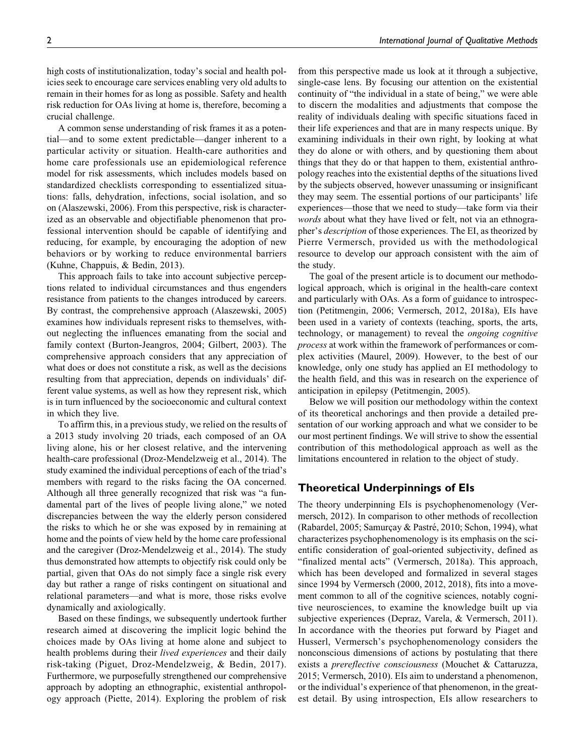high costs of institutionalization, today's social and health policies seek to encourage care services enabling very old adults to remain in their homes for as long as possible. Safety and health risk reduction for OAs living at home is, therefore, becoming a crucial challenge.

A common sense understanding of risk frames it as a potential—and to some extent predictable—danger inherent to a particular activity or situation. Health-care authorities and home care professionals use an epidemiological reference model for risk assessments, which includes models based on standardized checklists corresponding to essentialized situations: falls, dehydration, infections, social isolation, and so on (Alaszewski, 2006). From this perspective, risk is characterized as an observable and objectifiable phenomenon that professional intervention should be capable of identifying and reducing, for example, by encouraging the adoption of new behaviors or by working to reduce environmental barriers (Kuhne, Chappuis, & Bedin, 2013).

This approach fails to take into account subjective perceptions related to individual circumstances and thus engenders resistance from patients to the changes introduced by careers. By contrast, the comprehensive approach (Alaszewski, 2005) examines how individuals represent risks to themselves, without neglecting the influences emanating from the social and family context (Burton-Jeangros, 2004; Gilbert, 2003). The comprehensive approach considers that any appreciation of what does or does not constitute a risk, as well as the decisions resulting from that appreciation, depends on individuals' different value systems, as well as how they represent risk, which is in turn influenced by the socioeconomic and cultural context in which they live.

To affirm this, in a previous study, we relied on the results of a 2013 study involving 20 triads, each composed of an OA living alone, his or her closest relative, and the intervening health-care professional (Droz-Mendelzweig et al., 2014). The study examined the individual perceptions of each of the triad's members with regard to the risks facing the OA concerned. Although all three generally recognized that risk was "a fundamental part of the lives of people living alone," we noted discrepancies between the way the elderly person considered the risks to which he or she was exposed by in remaining at home and the points of view held by the home care professional and the caregiver (Droz-Mendelzweig et al., 2014). The study thus demonstrated how attempts to objectify risk could only be partial, given that OAs do not simply face a single risk every day but rather a range of risks contingent on situational and relational parameters—and what is more, those risks evolve dynamically and axiologically.

Based on these findings, we subsequently undertook further research aimed at discovering the implicit logic behind the choices made by OAs living at home alone and subject to health problems during their *lived experiences* and their daily risk-taking (Piguet, Droz-Mendelzweig, & Bedin, 2017). Furthermore, we purposefully strengthened our comprehensive approach by adopting an ethnographic, existential anthropology approach (Piette, 2014). Exploring the problem of risk from this perspective made us look at it through a subjective, single-case lens. By focusing our attention on the existential continuity of "the individual in a state of being," we were able to discern the modalities and adjustments that compose the reality of individuals dealing with specific situations faced in their life experiences and that are in many respects unique. By examining individuals in their own right, by looking at what they do alone or with others, and by questioning them about things that they do or that happen to them, existential anthropology reaches into the existential depths of the situations lived by the subjects observed, however unassuming or insignificant they may seem. The essential portions of our participants' life experiences—those that we need to study—take form via their *words* about what they have lived or felt, not via an ethnographer's *description* of those experiences. The EI, as theorized by Pierre Vermersch, provided us with the methodological resource to develop our approach consistent with the aim of the study.

The goal of the present article is to document our methodological approach, which is original in the health-care context and particularly with OAs. As a form of guidance to introspection (Petitmengin, 2006; Vermersch, 2012, 2018a), EIs have been used in a variety of contexts (teaching, sports, the arts, technology, or management) to reveal the *ongoing cognitive process* at work within the framework of performances or complex activities (Maurel, 2009). However, to the best of our knowledge, only one study has applied an EI methodology to the health field, and this was in research on the experience of anticipation in epilepsy (Petitmengin, 2005).

Below we will position our methodology within the context of its theoretical anchorings and then provide a detailed presentation of our working approach and what we consider to be our most pertinent findings. We will strive to show the essential contribution of this methodological approach as well as the limitations encountered in relation to the object of study.

## Theoretical Underpinnings of EIs

The theory underpinning EIs is psychophenomenology (Vermersch, 2012). In comparison to other methods of recollection (Rabardel, 2005; Samurçay & Pastré, 2010; Schon, 1994), what characterizes psychophenomenology is its emphasis on the scientific consideration of goal-oriented subjectivity, defined as "finalized mental acts" (Vermersch, 2018a). This approach, which has been developed and formalized in several stages since 1994 by Vermersch (2000, 2012, 2018), fits into a movement common to all of the cognitive sciences, notably cognitive neurosciences, to examine the knowledge built up via subjective experiences (Depraz, Varela, & Vermersch, 2011). In accordance with the theories put forward by Piaget and Husserl, Vermersch's psychophenomenology considers the nonconscious dimensions of actions by postulating that there exists a *prereflective consciousness* (Mouchet & Cattaruzza, 2015; Vermersch, 2010). EIs aim to understand a phenomenon, or the individual's experience of that phenomenon, in the greatest detail. By using introspection, EIs allow researchers to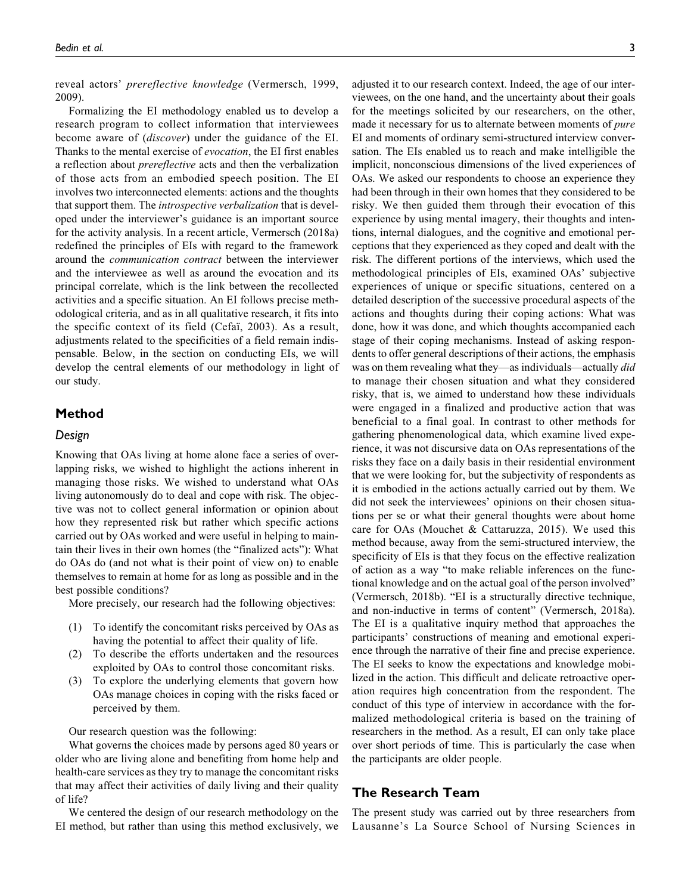reveal actors' *prereflective knowledge* (Vermersch, 1999, 2009).

Formalizing the EI methodology enabled us to develop a research program to collect information that interviewees become aware of (*discover*) under the guidance of the EI. Thanks to the mental exercise of *evocation*, the EI first enables a reflection about *prereflective* acts and then the verbalization of those acts from an embodied speech position. The EI involves two interconnected elements: actions and the thoughts that support them. The *introspective verbalization* that is developed under the interviewer's guidance is an important source for the activity analysis. In a recent article, Vermersch (2018a) redefined the principles of EIs with regard to the framework around the *communication contract* between the interviewer and the interviewee as well as around the evocation and its principal correlate, which is the link between the recollected activities and a specific situation. An EI follows precise methodological criteria, and as in all qualitative research, it fits into the specific context of its field (Cefaï, 2003). As a result, adjustments related to the specificities of a field remain indispensable. Below, in the section on conducting EIs, we will develop the central elements of our methodology in light of our study.

## Method

### Design

Knowing that OAs living at home alone face a series of overlapping risks, we wished to highlight the actions inherent in managing those risks. We wished to understand what OAs living autonomously do to deal and cope with risk. The objective was not to collect general information or opinion about how they represented risk but rather which specific actions carried out by OAs worked and were useful in helping to maintain their lives in their own homes (the "finalized acts"): What do OAs do (and not what is their point of view on) to enable themselves to remain at home for as long as possible and in the best possible conditions?

More precisely, our research had the following objectives:

(1) To identify the concomitant risks perceived by OAs as having the potential to affect their quality of life.
(2) To describe the efforts undertaken and the resources exploited by OAs to control those concomitant risks.
(3) To explore the underlying elements that govern how OAs manage choices in coping with the risks faced or perceived by them.

Our research question was the following:

What governs the choices made by persons aged 80 years or older who are living alone and benefiting from home help and health-care services as they try to manage the concomitant risks that may affect their activities of daily living and their quality of life?

We centered the design of our research methodology on the EI method, but rather than using this method exclusively, we adjusted it to our research context. Indeed, the age of our interviewees, on the one hand, and the uncertainty about their goals for the meetings solicited by our researchers, on the other, made it necessary for us to alternate between moments of *pure* EI and moments of ordinary semi-structured interview conversation. The EIs enabled us to reach and make intelligible the implicit, nonconscious dimensions of the lived experiences of OAs. We asked our respondents to choose an experience they had been through in their own homes that they considered to be risky. We then guided them through their evocation of this experience by using mental imagery, their thoughts and intentions, internal dialogues, and the cognitive and emotional perceptions that they experienced as they coped and dealt with the risk. The different portions of the interviews, which used the methodological principles of EIs, examined OAs' subjective experiences of unique or specific situations, centered on a detailed description of the successive procedural aspects of the actions and thoughts during their coping actions: What was done, how it was done, and which thoughts accompanied each stage of their coping mechanisms. Instead of asking respondents to offer general descriptions of their actions, the emphasis was on them revealing what they—as individuals—actually *did* to manage their chosen situation and what they considered risky, that is, we aimed to understand how these individuals were engaged in a finalized and productive action that was beneficial to a final goal. In contrast to other methods for gathering phenomenological data, which examine lived experience, it was not discursive data on OAs representations of the risks they face on a daily basis in their residential environment that we were looking for, but the subjectivity of respondents as it is embodied in the actions actually carried out by them. We did not seek the interviewees' opinions on their chosen situations per se or what their general thoughts were about home care for OAs (Mouchet & Cattaruzza, 2015). We used this method because, away from the semi-structured interview, the specificity of EIs is that they focus on the effective realization of action as a way "to make reliable inferences on the functional knowledge and on the actual goal of the person involved" (Vermersch, 2018b). "EI is a structurally directive technique, and non-inductive in terms of content" (Vermersch, 2018a). The EI is a qualitative inquiry method that approaches the participants' constructions of meaning and emotional experience through the narrative of their fine and precise experience. The EI seeks to know the expectations and knowledge mobilized in the action. This difficult and delicate retroactive operation requires high concentration from the respondent. The conduct of this type of interview in accordance with the formalized methodological criteria is based on the training of researchers in the method. As a result, EI can only take place over short periods of time. This is particularly the case when the participants are older people.

## The Research Team

The present study was carried out by three researchers from Lausanne's La Source School of Nursing Sciences in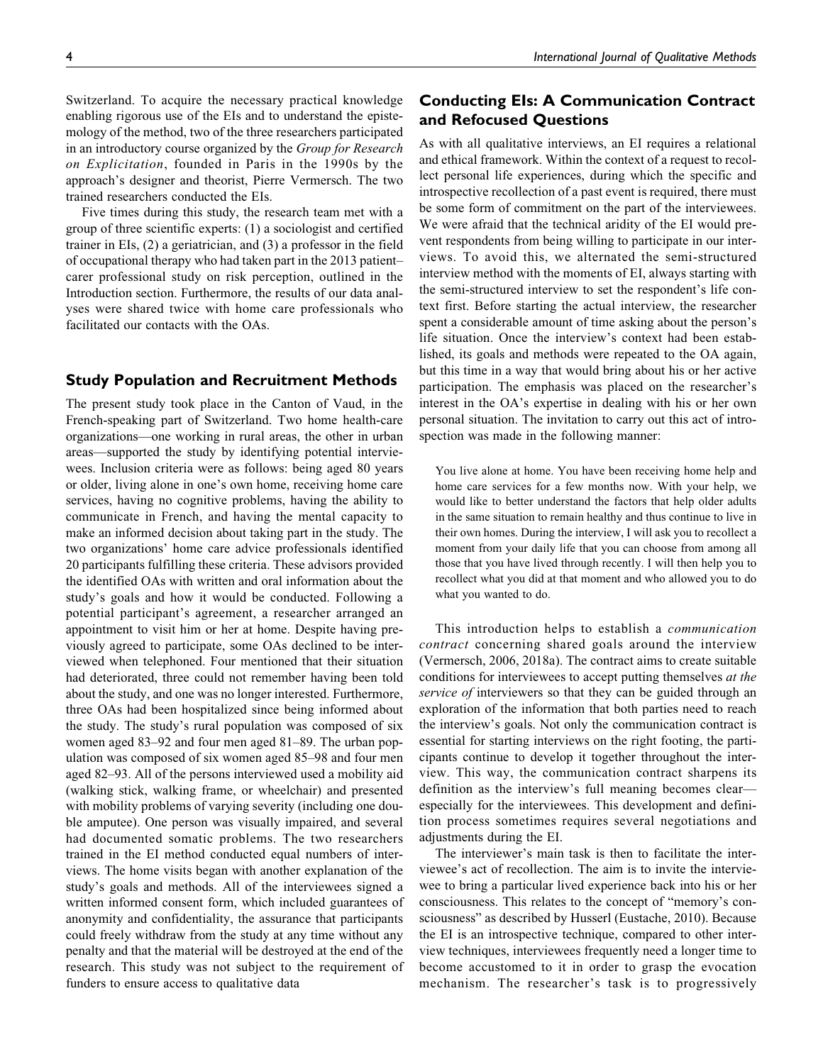Switzerland. To acquire the necessary practical knowledge enabling rigorous use of the EIs and to understand the epistemology of the method, two of the three researchers participated in an introductory course organized by the *Group for Research on Explicitation*, founded in Paris in the 1990s by the approach's designer and theorist, Pierre Vermersch. The two trained researchers conducted the EIs.

Five times during this study, the research team met with a group of three scientific experts: (1) a sociologist and certified trainer in EIs, (2) a geriatrician, and (3) a professor in the field of occupational therapy who had taken part in the 2013 patient–carer professional study on risk perception, outlined in the Introduction section. Furthermore, the results of our data analyses were shared twice with home care professionals who facilitated our contacts with the OAs.

## Study Population and Recruitment Methods

The present study took place in the Canton of Vaud, in the French-speaking part of Switzerland. Two home health-care organizations—one working in rural areas, the other in urban areas—supported the study by identifying potential interviewees. Inclusion criteria were as follows: being aged 80 years or older, living alone in one's own home, receiving home care services, having no cognitive problems, having the ability to communicate in French, and having the mental capacity to make an informed decision about taking part in the study. The two organizations' home care advice professionals identified 20 participants fulfilling these criteria. These advisors provided the identified OAs with written and oral information about the study's goals and how it would be conducted. Following a potential participant's agreement, a researcher arranged an appointment to visit him or her at home. Despite having previously agreed to participate, some OAs declined to be interviewed when telephoned. Four mentioned that their situation had deteriorated, three could not remember having been told about the study, and one was no longer interested. Furthermore, three OAs had been hospitalized since being informed about the study. The study's rural population was composed of six women aged 83–92 and four men aged 81–89. The urban population was composed of six women aged 85–98 and four men aged 82–93. All of the persons interviewed used a mobility aid (walking stick, walking frame, or wheelchair) and presented with mobility problems of varying severity (including one double amputee). One person was visually impaired, and several had documented somatic problems. The two researchers trained in the EI method conducted equal numbers of interviews. The home visits began with another explanation of the study's goals and methods. All of the interviewees signed a written informed consent form, which included guarantees of anonymity and confidentiality, the assurance that participants could freely withdraw from the study at any time without any penalty and that the material will be destroyed at the end of the research. This study was not subject to the requirement of funders to ensure access to qualitative data

## Conducting EIs: A Communication Contract and Refocused Questions

As with all qualitative interviews, an EI requires a relational and ethical framework. Within the context of a request to recollect personal life experiences, during which the specific and introspective recollection of a past event is required, there must be some form of commitment on the part of the interviewees. We were afraid that the technical aridity of the EI would prevent respondents from being willing to participate in our interviews. To avoid this, we alternated the semi-structured interview method with the moments of EI, always starting with the semi-structured interview to set the respondent's life context first. Before starting the actual interview, the researcher spent a considerable amount of time asking about the person's life situation. Once the interview's context had been established, its goals and methods were repeated to the OA again, but this time in a way that would bring about his or her active participation. The emphasis was placed on the researcher's interest in the OA's expertise in dealing with his or her own personal situation. The invitation to carry out this act of introspection was made in the following manner:

> You live alone at home. You have been receiving home help and home care services for a few months now. With your help, we would like to better understand the factors that help older adults in the same situation to remain healthy and thus continue to live in their own homes. During the interview, I will ask you to recollect a moment from your daily life that you can choose from among all those that you have lived through recently. I will then help you to recollect what you did at that moment and who allowed you to do what you wanted to do.

This introduction helps to establish a *communication contract* concerning shared goals around the interview (Vermersch, 2006, 2018a). The contract aims to create suitable conditions for interviewees to accept putting themselves *at the service of* interviewers so that they can be guided through an exploration of the information that both parties need to reach the interview's goals. Not only the communication contract is essential for starting interviews on the right footing, the participants continue to develop it together throughout the interview. This way, the communication contract sharpens its definition as the interview's full meaning becomes clear—especially for the interviewees. This development and definition process sometimes requires several negotiations and adjustments during the EI.

The interviewer's main task is then to facilitate the interviewee's act of recollection. The aim is to invite the interviewee to bring a particular lived experience back into his or her consciousness. This relates to the concept of "memory's consciousness" as described by Husserl (Eustache, 2010). Because the EI is an introspective technique, compared to other interview techniques, interviewees frequently need a longer time to become accustomed to it in order to grasp the evocation mechanism. The researcher's task is to progressively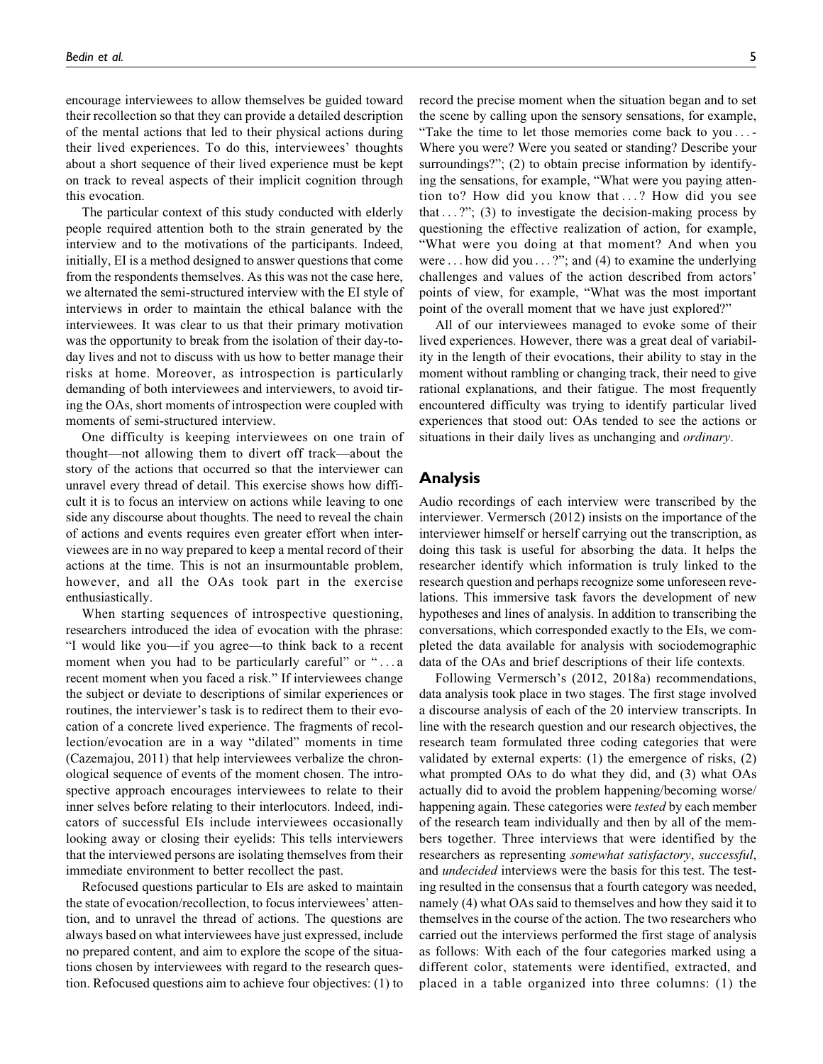encourage interviewees to allow themselves be guided toward their recollection so that they can provide a detailed description of the mental actions that led to their physical actions during their lived experiences. To do this, interviewees' thoughts about a short sequence of their lived experience must be kept on track to reveal aspects of their implicit cognition through this evocation.

The particular context of this study conducted with elderly people required attention both to the strain generated by the interview and to the motivations of the participants. Indeed, initially, EI is a method designed to answer questions that come from the respondents themselves. As this was not the case here, we alternated the semi-structured interview with the EI style of interviews in order to maintain the ethical balance with the interviewees. It was clear to us that their primary motivation was the opportunity to break from the isolation of their day-to-day lives and not to discuss with us how to better manage their risks at home. Moreover, as introspection is particularly demanding of both interviewees and interviewers, to avoid tiring the OAs, short moments of introspection were coupled with moments of semi-structured interview.

One difficulty is keeping interviewees on one train of thought—not allowing them to divert off track—about the story of the actions that occurred so that the interviewer can unravel every thread of detail. This exercise shows how difficult it is to focus an interview on actions while leaving to one side any discourse about thoughts. The need to reveal the chain of actions and events requires even greater effort when interviewees are in no way prepared to keep a mental record of their actions at the time. This is not an insurmountable problem, however, and all the OAs took part in the exercise enthusiastically.

When starting sequences of introspective questioning, researchers introduced the idea of evocation with the phrase: "I would like you—if you agree—to think back to a recent moment when you had to be particularly careful" or "... a recent moment when you faced a risk." If interviewees change the subject or deviate to descriptions of similar experiences or routines, the interviewer's task is to redirect them to their evocation of a concrete lived experience. The fragments of recollection/evocation are in a way "dilated" moments in time (Cazemajou, 2011) that help interviewees verbalize the chronological sequence of events of the moment chosen. The introspective approach encourages interviewees to relate to their inner selves before relating to their interlocutors. Indeed, indicators of successful EIs include interviewees occasionally looking away or closing their eyelids: This tells interviewers that the interviewed persons are isolating themselves from their immediate environment to better recollect the past.

Refocused questions particular to EIs are asked to maintain the state of evocation/recollection, to focus interviewees' attention, and to unravel the thread of actions. The questions are always based on what interviewees have just expressed, include no prepared content, and aim to explore the scope of the situations chosen by interviewees with regard to the research question. Refocused questions aim to achieve four objectives: (1) to record the precise moment when the situation began and to set the scene by calling upon the sensory sensations, for example, "Take the time to let those memories come back to you ...- Where you were? Were you seated or standing? Describe your surroundings?"; (2) to obtain precise information by identifying the sensations, for example, "What were you paying attention to? How did you know that ...? How did you see that ...?"; (3) to investigate the decision-making process by questioning the effective realization of action, for example, "What were you doing at that moment? And when you were ... how did you ...?"; and (4) to examine the underlying challenges and values of the action described from actors' points of view, for example, "What was the most important point of the overall moment that we have just explored?"

All of our interviewees managed to evoke some of their lived experiences. However, there was a great deal of variability in the length of their evocations, their ability to stay in the moment without rambling or changing track, their need to give rational explanations, and their fatigue. The most frequently encountered difficulty was trying to identify particular lived experiences that stood out: OAs tended to see the actions or situations in their daily lives as unchanging and *ordinary*.

## Analysis

Audio recordings of each interview were transcribed by the interviewer. Vermersch (2012) insists on the importance of the interviewer himself or herself carrying out the transcription, as doing this task is useful for absorbing the data. It helps the researcher identify which information is truly linked to the research question and perhaps recognize some unforeseen revelations. This immersive task favors the development of new hypotheses and lines of analysis. In addition to transcribing the conversations, which corresponded exactly to the EIs, we completed the data available for analysis with sociodemographic data of the OAs and brief descriptions of their life contexts.

Following Vermersch's (2012, 2018a) recommendations, data analysis took place in two stages. The first stage involved a discourse analysis of each of the 20 interview transcripts. In line with the research question and our research objectives, the research team formulated three coding categories that were validated by external experts: (1) the emergence of risks, (2) what prompted OAs to do what they did, and (3) what OAs actually did to avoid the problem happening/becoming worse/happening again. These categories were *tested* by each member of the research team individually and then by all of the members together. Three interviews that were identified by the researchers as representing *somewhat satisfactory*, *successful*, and *undecided* interviews were the basis for this test. The testing resulted in the consensus that a fourth category was needed, namely (4) what OAs said to themselves and how they said it to themselves in the course of the action. The two researchers who carried out the interviews performed the first stage of analysis as follows: With each of the four categories marked using a different color, statements were identified, extracted, and placed in a table organized into three columns: (1) the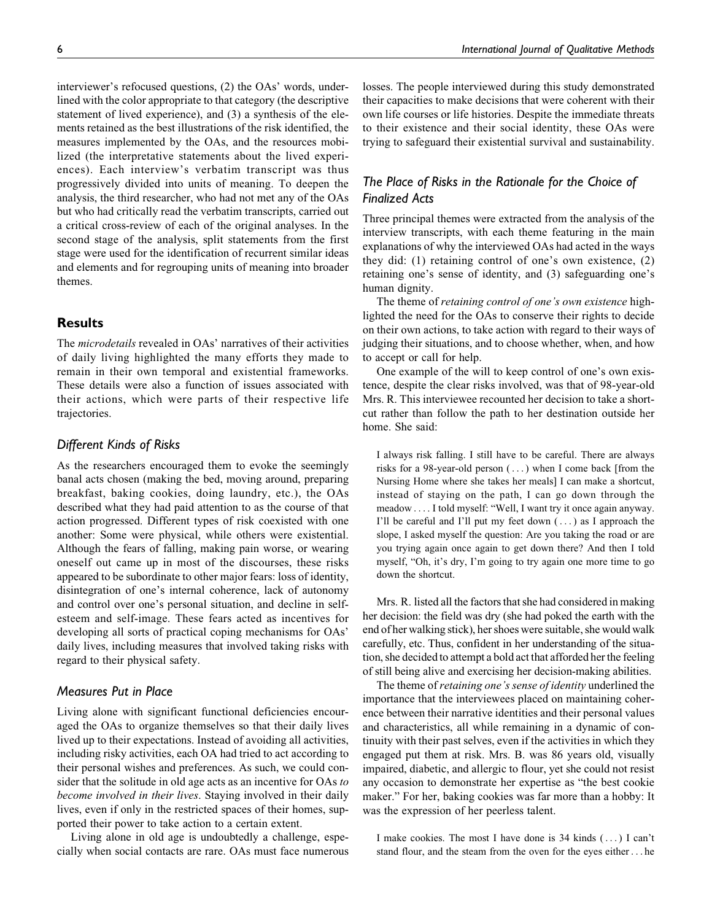interviewer's refocused questions, (2) the OAs' words, underlined with the color appropriate to that category (the descriptive statement of lived experience), and (3) a synthesis of the elements retained as the best illustrations of the risk identified, the measures implemented by the OAs, and the resources mobilized (the interpretative statements about the lived experiences). Each interview's verbatim transcript was thus progressively divided into units of meaning. To deepen the analysis, the third researcher, who had not met any of the OAs but who had critically read the verbatim transcripts, carried out a critical cross-review of each of the original analyses. In the second stage of the analysis, split statements from the first stage were used for the identification of recurrent similar ideas and elements and for regrouping units of meaning into broader themes.

## Results

The *microdetails* revealed in OAs' narratives of their activities of daily living highlighted the many efforts they made to remain in their own temporal and existential frameworks. These details were also a function of issues associated with their actions, which were parts of their respective life trajectories.

### Different Kinds of Risks

As the researchers encouraged them to evoke the seemingly banal acts chosen (making the bed, moving around, preparing breakfast, baking cookies, doing laundry, etc.), the OAs described what they had paid attention to as the course of that action progressed. Different types of risk coexisted with one another: Some were physical, while others were existential. Although the fears of falling, making pain worse, or wearing oneself out came up in most of the discourses, these risks appeared to be subordinate to other major fears: loss of identity, disintegration of one's internal coherence, lack of autonomy and control over one's personal situation, and decline in self-esteem and self-image. These fears acted as incentives for developing all sorts of practical coping mechanisms for OAs' daily lives, including measures that involved taking risks with regard to their physical safety.

### Measures Put in Place

Living alone with significant functional deficiencies encouraged the OAs to organize themselves so that their daily lives lived up to their expectations. Instead of avoiding all activities, including risky activities, each OA had tried to act according to their personal wishes and preferences. As such, we could consider that the solitude in old age acts as an incentive for OAs *to become involved in their lives*. Staying involved in their daily lives, even if only in the restricted spaces of their homes, supported their power to take action to a certain extent.

Living alone in old age is undoubtedly a challenge, especially when social contacts are rare. OAs must face numerous losses. The people interviewed during this study demonstrated their capacities to make decisions that were coherent with their own life courses or life histories. Despite the immediate threats to their existence and their social identity, these OAs were trying to safeguard their existential survival and sustainability.

### The Place of Risks in the Rationale for the Choice of Finalized Acts

Three principal themes were extracted from the analysis of the interview transcripts, with each theme featuring in the main explanations of why the interviewed OAs had acted in the ways they did: (1) retaining control of one's own existence, (2) retaining one's sense of identity, and (3) safeguarding one's human dignity.

The theme of *retaining control of one's own existence* highlighted the need for the OAs to conserve their rights to decide on their own actions, to take action with regard to their ways of judging their situations, and to choose whether, when, and how to accept or call for help.

One example of the will to keep control of one's own existence, despite the clear risks involved, was that of 98-year-old Mrs. R. This interviewee recounted her decision to take a shortcut rather than follow the path to her destination outside her home. She said:

> I always risk falling. I still have to be careful. There are always risks for a 98-year-old person ( . . . ) when I come back [from the Nursing Home where she takes her meals] I can make a shortcut, instead of staying on the path, I can go down through the meadow . . . . I told myself: "Well, I want try it once again anyway. I'll be careful and I'll put my feet down ( . . . ) as I approach the slope, I asked myself the question: Are you taking the road or are you trying again once again to get down there? And then I told myself, "Oh, it's dry, I'm going to try again one more time to go down the shortcut.

Mrs. R. listed all the factors that she had considered in making her decision: the field was dry (she had poked the earth with the end of her walking stick), her shoes were suitable, she would walk carefully, etc. Thus, confident in her understanding of the situation, she decided to attempt a bold act that afforded her the feeling of still being alive and exercising her decision-making abilities.

The theme of *retaining one's sense of identity* underlined the importance that the interviewees placed on maintaining coherence between their narrative identities and their personal values and characteristics, all while remaining in a dynamic of continuity with their past selves, even if the activities in which they engaged put them at risk. Mrs. B. was 86 years old, visually impaired, diabetic, and allergic to flour, yet she could not resist any occasion to demonstrate her expertise as "the best cookie maker." For her, baking cookies was far more than a hobby: It was the expression of her peerless talent.

> I make cookies. The most I have done is 34 kinds ( . . . ) I can't stand flour, and the steam from the oven for the eyes either . . . he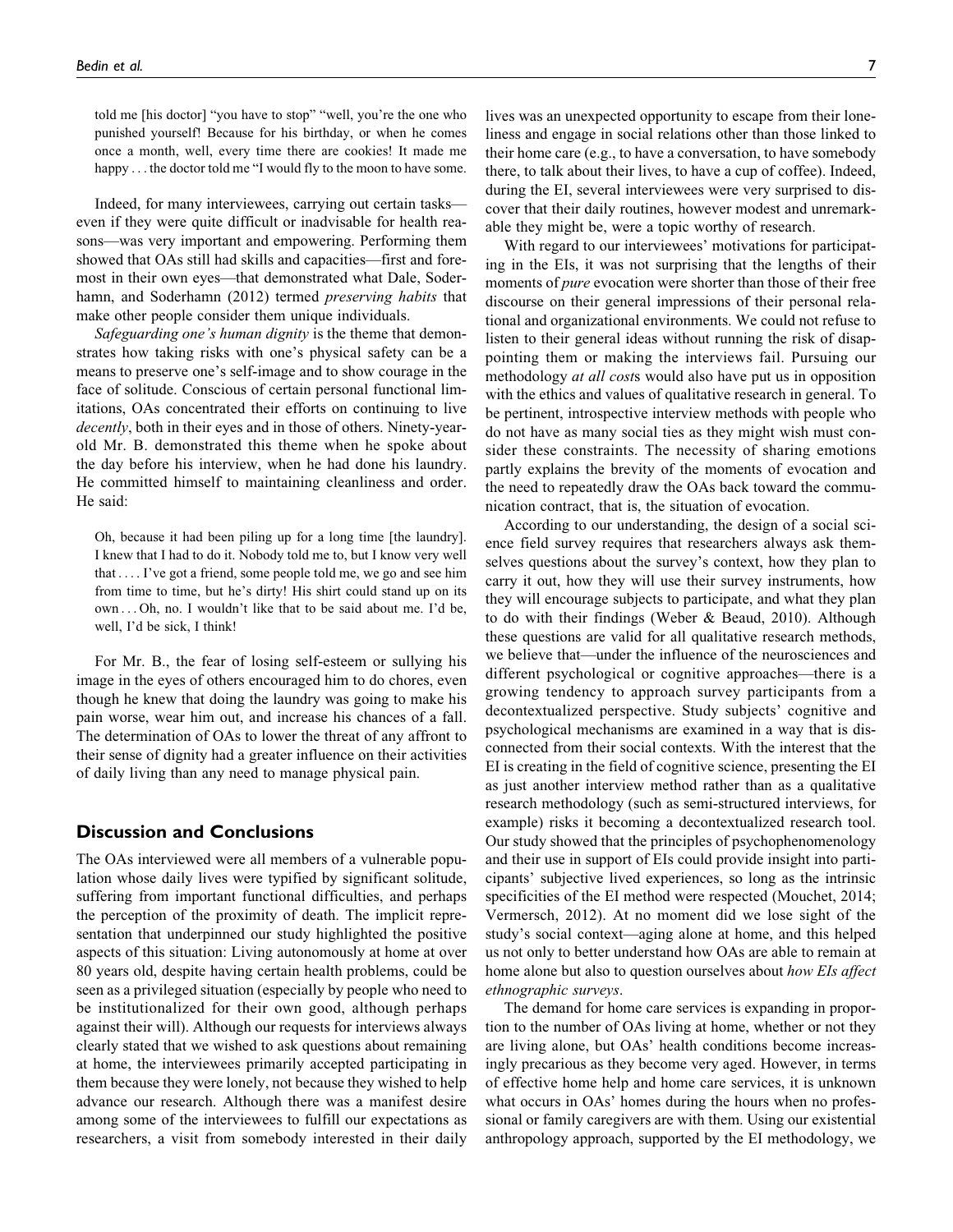told me [his doctor] "you have to stop" "well, you're the one who punished yourself! Because for his birthday, or when he comes once a month, well, every time there are cookies! It made me happy . . . the doctor told me "I would fly to the moon to have some.

Indeed, for many interviewees, carrying out certain tasks—even if they were quite difficult or inadvisable for health reasons—was very important and empowering. Performing them showed that OAs still had skills and capacities—first and foremost in their own eyes—that demonstrated what Dale, Soderhamn, and Soderhamn (2012) termed *preserving habits* that make other people consider them unique individuals.

*Safeguarding one's human dignity* is the theme that demonstrates how taking risks with one's physical safety can be a means to preserve one's self-image and to show courage in the face of solitude. Conscious of certain personal functional limitations, OAs concentrated their efforts on continuing to live *decently*, both in their eyes and in those of others. Ninety-year-old Mr. B. demonstrated this theme when he spoke about the day before his interview, when he had done his laundry. He committed himself to maintaining cleanliness and order. He said:

> Oh, because it had been piling up for a long time [the laundry]. I knew that I had to do it. Nobody told me to, but I know very well that . . . . I've got a friend, some people told me, we go and see him from time to time, but he's dirty! His shirt could stand up on its own . . . Oh, no. I wouldn't like that to be said about me. I'd be, well, I'd be sick, I think!

For Mr. B., the fear of losing self-esteem or sullying his image in the eyes of others encouraged him to do chores, even though he knew that doing the laundry was going to make his pain worse, wear him out, and increase his chances of a fall. The determination of OAs to lower the threat of any affront to their sense of dignity had a greater influence on their activities of daily living than any need to manage physical pain.

## Discussion and Conclusions

The OAs interviewed were all members of a vulnerable population whose daily lives were typified by significant solitude, suffering from important functional difficulties, and perhaps the perception of the proximity of death. The implicit representation that underpinned our study highlighted the positive aspects of this situation: Living autonomously at home at over 80 years old, despite having certain health problems, could be seen as a privileged situation (especially by people who need to be institutionalized for their own good, although perhaps against their will). Although our requests for interviews always clearly stated that we wished to ask questions about remaining at home, the interviewees primarily accepted participating in them because they were lonely, not because they wished to help advance our research. Although there was a manifest desire among some of the interviewees to fulfill our expectations as researchers, a visit from somebody interested in their daily lives was an unexpected opportunity to escape from their loneliness and engage in social relations other than those linked to their home care (e.g., to have a conversation, to have somebody there, to talk about their lives, to have a cup of coffee). Indeed, during the EI, several interviewees were very surprised to discover that their daily routines, however modest and unremarkable they might be, were a topic worthy of research.

With regard to our interviewees' motivations for participating in the EIs, it was not surprising that the lengths of their moments of *pure* evocation were shorter than those of their free discourse on their general impressions of their personal relational and organizational environments. We could not refuse to listen to their general ideas without running the risk of disappointing them or making the interviews fail. Pursuing our methodology *at all cost*s would also have put us in opposition with the ethics and values of qualitative research in general. To be pertinent, introspective interview methods with people who do not have as many social ties as they might wish must consider these constraints. The necessity of sharing emotions partly explains the brevity of the moments of evocation and the need to repeatedly draw the OAs back toward the communication contract, that is, the situation of evocation.

According to our understanding, the design of a social science field survey requires that researchers always ask themselves questions about the survey's context, how they plan to carry it out, how they will use their survey instruments, how they will encourage subjects to participate, and what they plan to do with their findings (Weber & Beaud, 2010). Although these questions are valid for all qualitative research methods, we believe that—under the influence of the neurosciences and different psychological or cognitive approaches—there is a growing tendency to approach survey participants from a decontextualized perspective. Study subjects' cognitive and psychological mechanisms are examined in a way that is disconnected from their social contexts. With the interest that the EI is creating in the field of cognitive science, presenting the EI as just another interview method rather than as a qualitative research methodology (such as semi-structured interviews, for example) risks it becoming a decontextualized research tool. Our study showed that the principles of psychophenomenology and their use in support of EIs could provide insight into participants' subjective lived experiences, so long as the intrinsic specificities of the EI method were respected (Mouchet, 2014; Vermersch, 2012). At no moment did we lose sight of the study's social context—aging alone at home, and this helped us not only to better understand how OAs are able to remain at home alone but also to question ourselves about *how EIs affect ethnographic surveys*.

The demand for home care services is expanding in proportion to the number of OAs living at home, whether or not they are living alone, but OAs' health conditions become increasingly precarious as they become very aged. However, in terms of effective home help and home care services, it is unknown what occurs in OAs' homes during the hours when no professional or family caregivers are with them. Using our existential anthropology approach, supported by the EI methodology, we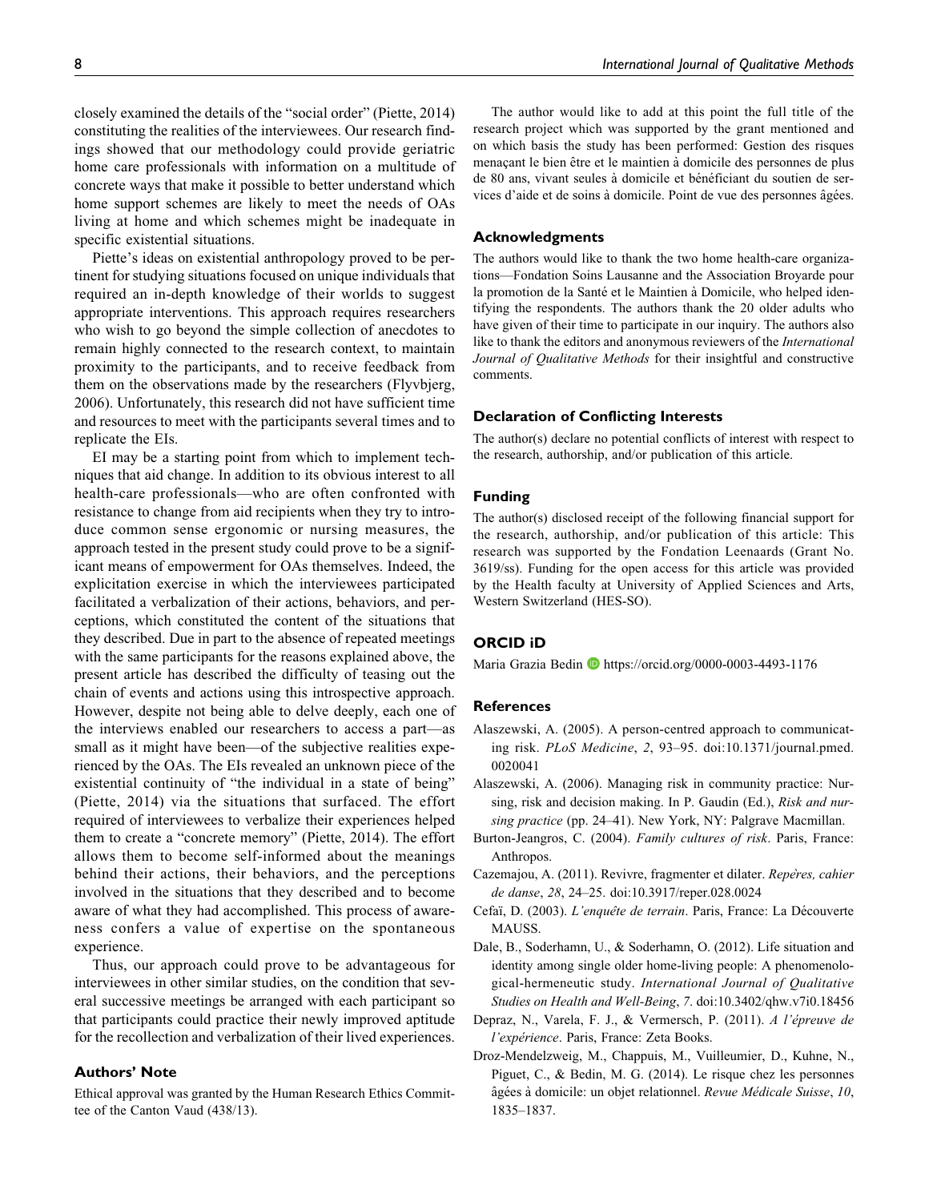closely examined the details of the "social order" (Piette, 2014) constituting the realities of the interviewees. Our research findings showed that our methodology could provide geriatric home care professionals with information on a multitude of concrete ways that make it possible to better understand which home support schemes are likely to meet the needs of OAs living at home and which schemes might be inadequate in specific existential situations.

Piette's ideas on existential anthropology proved to be pertinent for studying situations focused on unique individuals that required an in-depth knowledge of their worlds to suggest appropriate interventions. This approach requires researchers who wish to go beyond the simple collection of anecdotes to remain highly connected to the research context, to maintain proximity to the participants, and to receive feedback from them on the observations made by the researchers (Flyvbjerg, 2006). Unfortunately, this research did not have sufficient time and resources to meet with the participants several times and to replicate the EIs.

EI may be a starting point from which to implement techniques that aid change. In addition to its obvious interest to all health-care professionals—who are often confronted with resistance to change from aid recipients when they try to introduce common sense ergonomic or nursing measures, the approach tested in the present study could prove to be a significant means of empowerment for OAs themselves. Indeed, the explicitation exercise in which the interviewees participated facilitated a verbalization of their actions, behaviors, and perceptions, which constituted the content of the situations that they described. Due in part to the absence of repeated meetings with the same participants for the reasons explained above, the present article has described the difficulty of teasing out the chain of events and actions using this introspective approach. However, despite not being able to delve deeply, each one of the interviews enabled our researchers to access a part—as small as it might have been—of the subjective realities experienced by the OAs. The EIs revealed an unknown piece of the existential continuity of "the individual in a state of being" (Piette, 2014) via the situations that surfaced. The effort required of interviewees to verbalize their experiences helped them to create a "concrete memory" (Piette, 2014). The effort allows them to become self-informed about the meanings behind their actions, their behaviors, and the perceptions involved in the situations that they described and to become aware of what they had accomplished. This process of awareness confers a value of expertise on the spontaneous experience.

Thus, our approach could prove to be advantageous for interviewees in other similar studies, on the condition that several successive meetings be arranged with each participant so that participants could practice their newly improved aptitude for the recollection and verbalization of their lived experiences.

## Authors' Note

Ethical approval was granted by the Human Research Ethics Committee of the Canton Vaud (438/13).

The author would like to add at this point the full title of the research project which was supported by the grant mentioned and on which basis the study has been performed: Gestion des risques menaçant le bien être et le maintien à domicile des personnes de plus de 80 ans, vivant seules à domicile et bénéficiant du soutien de services d'aide et de soins à domicile. Point de vue des personnes âgées.

## Acknowledgments

The authors would like to thank the two home health-care organizations—Fondation Soins Lausanne and the Association Broyarde pour la promotion de la Santé et le Maintien à Domicile, who helped identifying the respondents. The authors thank the 20 older adults who have given of their time to participate in our inquiry. The authors also like to thank the editors and anonymous reviewers of the *International Journal of Qualitative Methods* for their insightful and constructive comments.

## Declaration of Conflicting Interests

The author(s) declare no potential conflicts of interest with respect to the research, authorship, and/or publication of this article.

## Funding

The author(s) disclosed receipt of the following financial support for the research, authorship, and/or publication of this article: This research was supported by the Fondation Leenaards (Grant No. 3619/ss). Funding for the open access for this article was provided by the Health faculty at University of Applied Sciences and Arts, Western Switzerland (HES-SO).

## ORCID iD

Maria Grazia Bedin https://orcid.org/0000-0003-4493-1176

## References

Alaszewski, A. (2005). A person-centred approach to communicating risk. *PLoS Medicine*, *2*, 93–95. doi:10.1371/journal.pmed.0020041

Alaszewski, A. (2006). Managing risk in community practice: Nursing, risk and decision making. In P. Gaudin (Ed.), *Risk and nursing practice* (pp. 24–41). New York, NY: Palgrave Macmillan.

Burton-Jeangros, C. (2004). *Family cultures of risk*. Paris, France: Anthropos.

Cazemajou, A. (2011). Revivre, fragmenter et dilater. *Repères, cahier de danse*, *28*, 24–25. doi:10.3917/reper.028.0024

Cefaï, D. (2003). *L'enquête de terrain*. Paris, France: La Découverte MAUSS.

Dale, B., Soderhamn, U., & Soderhamn, O. (2012). Life situation and identity among single older home-living people: A phenomenological-hermeneutic study. *International Journal of Qualitative Studies on Health and Well-Being*, *7*. doi:10.3402/qhw.v7i0.18456

Depraz, N., Varela, F. J., & Vermersch, P. (2011). *A l'épreuve de l'expérience*. Paris, France: Zeta Books.

Droz-Mendelzweig, M., Chappuis, M., Vuilleumier, D., Kuhne, N., Piguet, C., & Bedin, M. G. (2014). Le risque chez les personnes âgées à domicile: un objet relationnel. *Revue Médicale Suisse*, *10*, 1835–1837.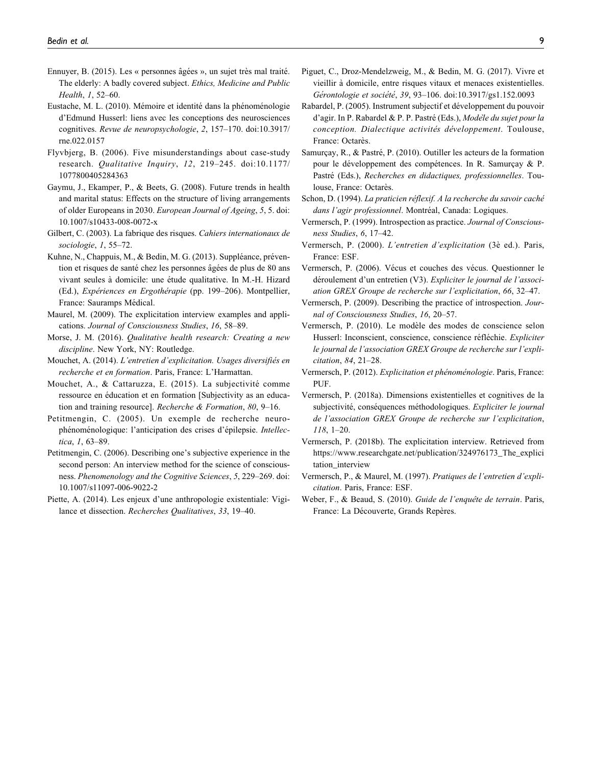Ennuyer, B. (2015). Les « personnes âgées », un sujet très mal traité. The elderly: A badly covered subject. *Ethics, Medicine and Public Health*, *1*, 52–60.

Eustache, M. L. (2010). Mémoire et identité dans la phénoménologie d'Edmund Husserl: liens avec les conceptions des neurosciences cognitives. *Revue de neuropsychologie*, *2*, 157–170. doi:10.3917/rne.022.0157

Flyvbjerg, B. (2006). Five misunderstandings about case-study research. *Qualitative Inquiry*, *12*, 219–245. doi:10.1177/1077800405284363

Gaymu, J., Ekamper, P., & Beets, G. (2008). Future trends in health and marital status: Effects on the structure of living arrangements of older Europeans in 2030. *European Journal of Ageing*, *5*, 5. doi:10.1007/s10433-008-0072-x

Gilbert, C. (2003). La fabrique des risques. *Cahiers internationaux de sociologie*, *1*, 55–72.

Kuhne, N., Chappuis, M., & Bedin, M. G. (2013). Suppléance, prévention et risques de santé chez les personnes âgées de plus de 80 ans vivant seules à domicile: une étude qualitative. In M.-H. Hizard (Ed.), *Expériences en Ergothérapie* (pp. 199–206). Montpellier, France: Sauramps Médical.

Maurel, M. (2009). The explicitation interview examples and applications. *Journal of Consciousness Studies*, *16*, 58–89.

Morse, J. M. (2016). *Qualitative health research: Creating a new discipline*. New York, NY: Routledge.

Mouchet, A. (2014). *L'entretien d'explicitation. Usages diversifiés en recherche et en formation*. Paris, France: L'Harmattan.

Mouchet, A., & Cattaruzza, E. (2015). La subjectivité comme ressource en éducation et en formation [Subjectivity as an education and training resource]. *Recherche & Formation*, *80*, 9–16.

Petitmengin, C. (2005). Un exemple de recherche neuro-phénoménologique: l'anticipation des crises d'épilepsie. *Intellectica*, *1*, 63–89.

Petitmengin, C. (2006). Describing one's subjective experience in the second person: An interview method for the science of consciousness. *Phenomenology and the Cognitive Sciences*, *5*, 229–269. doi:10.1007/s11097-006-9022-2

Piette, A. (2014). Les enjeux d'une anthropologie existentiale: Vigilance et dissection. *Recherches Qualitatives*, *33*, 19–40.

Piguet, C., Droz-Mendelzweig, M., & Bedin, M. G. (2017). Vivre et vieillir à domicile, entre risques vitaux et menaces existentielles. *Gérontologie et société*, *39*, 93–106. doi:10.3917/gs1.152.0093

Rabardel, P. (2005). Instrument subjectif et développement du pouvoir d'agir. In P. Rabardel & P. P. Pastré (Eds.), *Modèle du sujet pour la conception. Dialectique activités développement*. Toulouse, France: Octarès.

Samurçay, R., & Pastré, P. (2010). Outiller les acteurs de la formation pour le développement des compétences. In R. Samurçay & P. Pastré (Eds.), *Recherches en didactiques, professionnelles*. Toulouse, France: Octarès.

Schon, D. (1994). *La praticien réflexif. A la recherche du savoir caché dans l'agir professionnel*. Montréal, Canada: Logiques.

Vermersch, P. (1999). Introspection as practice. *Journal of Consciousness Studies*, *6*, 17–42.

Vermersch, P. (2000). *L'entretien d'explicitation* (3è ed.). Paris, France: ESF.

Vermersch, P. (2006). Vécus et couches des vécus. Questionner le déroulement d'un entretien (V3). *Expliciter le journal de l'association GREX Groupe de recherche sur l'explicitation*, *66*, 32–47.

Vermersch, P. (2009). Describing the practice of introspection. *Journal of Consciousness Studies*, *16*, 20–57.

Vermersch, P. (2010). Le modèle des modes de conscience selon Husserl: Inconscient, conscience, conscience réfléchie. *Expliciter le journal de l'association GREX Groupe de recherche sur l'explicitation*, *84*, 21–28.

Vermersch, P. (2012). *Explicitation et phénoménologie*. Paris, France: PUF.

Vermersch, P. (2018a). Dimensions existentielles et cognitives de la subjectivité, conséquences méthodologiques. *Expliciter le journal de l'association GREX Groupe de recherche sur l'explicitation*, *118*, 1–20.

Vermersch, P. (2018b). The explicitation interview. Retrieved from https://www.researchgate.net/publication/324976173_The_explicitation_interview

Vermersch, P., & Maurel, M. (1997). *Pratiques de l'entretien d'explicitation*. Paris, France: ESF.

Weber, F., & Beaud, S. (2010). *Guide de l'enquête de terrain*. Paris, France: La Découverte, Grands Repères.